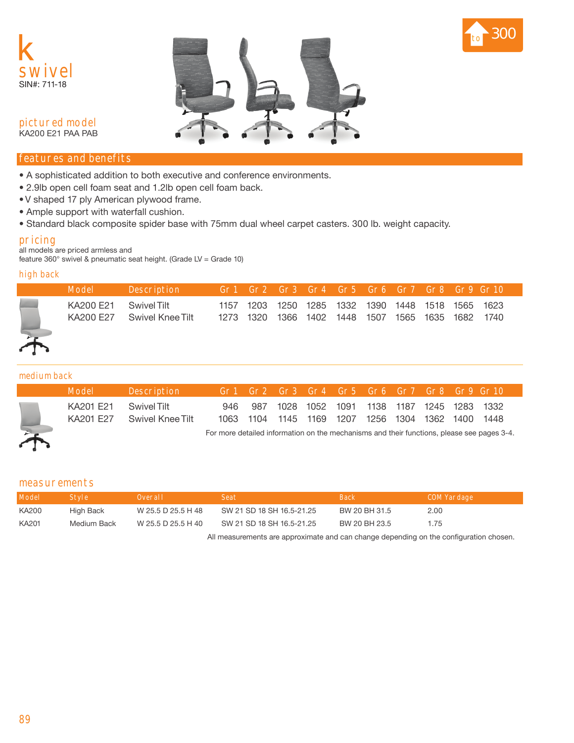# k swivel

SIN#: 711-18

to 300

## pictured model

KA200 E21 PAA PAB

## features and benefits

- A sophisticated addition to both executive and conference environments.
- 2.9lb open cell foam seat and 1.2lb open cell foam back.
- V shaped 17 ply American plywood frame.
- Ample support with waterfall cushion.
- Standard black composite spider base with 75mm dual wheel carpet casters. 300 lb. weight capacity.

## pricing

all models are priced armless and
feature 360° swivel & pneumatic seat height. (Grade LV = Grade 10)

### high back

| Model | Description | Gr 1 | Gr 2 | Gr 3 | Gr 4 | Gr 5 | Gr 6 | Gr 7 | Gr 8 | Gr 9 | Gr 10 |
|---|---|---|---|---|---|---|---|---|---|---|---|
| KA200 E21 | Swivel Tilt | 1157 | 1203 | 1250 | 1285 | 1332 | 1390 | 1448 | 1518 | 1565 | 1623 |
| KA200 E27 | Swivel Knee Tilt | 1273 | 1320 | 1366 | 1402 | 1448 | 1507 | 1565 | 1635 | 1682 | 1740 |

### medium back

| Model | Description | Gr 1 | Gr 2 | Gr 3 | Gr 4 | Gr 5 | Gr 6 | Gr 7 | Gr 8 | Gr 9 | Gr 10 |
|---|---|---|---|---|---|---|---|---|---|---|---|
| KA201 E21 | Swivel Tilt | 946 | 987 | 1028 | 1052 | 1091 | 1138 | 1187 | 1245 | 1283 | 1332 |
| KA201 E27 | Swivel Knee Tilt | 1063 | 1104 | 1145 | 1169 | 1207 | 1256 | 1304 | 1362 | 1400 | 1448 |

For more detailed information on the mechanisms and their functions, please see pages 3-4.

## measurements

| Model | Style | Overall | Seat | Back | COM Yardage |
|---|---|---|---|---|---|
| KA200 | High Back | W 25.5 D 25.5 H 48 | SW 21 SD 18 SH 16.5-21.25 | BW 20 BH 31.5 | 2.00 |
| KA201 | Medium Back | W 25.5 D 25.5 H 40 | SW 21 SD 18 SH 16.5-21.25 | BW 20 BH 23.5 | 1.75 |

All measurements are approximate and can change depending on the configuration chosen.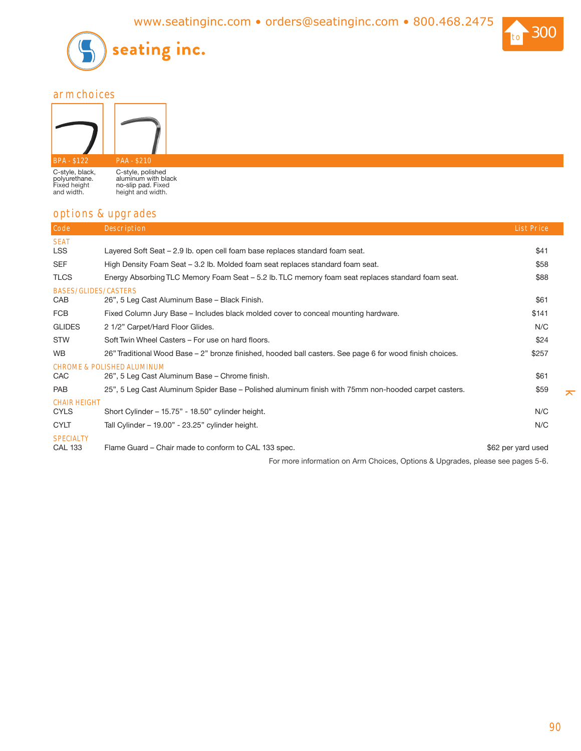## arm choices

**BPA - $122**
C-style, black, polyurethane. Fixed height and width.

**PAA - $210**
C-style, polished aluminum with black no-slip pad. Fixed height and width.

## options & upgrades

| Code | Description | List Price |
|---|---|---|
| **SEAT** | | |
| LSS | Layered Soft Seat – 2.9 lb. open cell foam base replaces standard foam seat. | $41 |
| SEF | High Density Foam Seat – 3.2 lb. Molded foam seat replaces standard foam seat. | $58 |
| TLCS | Energy Absorbing TLC Memory Foam Seat – 5.2 lb. TLC memory foam seat replaces standard foam seat. | $88 |
| **BASES/GLIDES/CASTERS** | | |
| CAB | 26”, 5 Leg Cast Aluminum Base – Black Finish. | $61 |
| FCB | Fixed Column Jury Base – Includes black molded cover to conceal mounting hardware. | $141 |
| GLIDES | 2 1/2” Carpet/Hard Floor Glides. | N/C |
| STW | Soft Twin Wheel Casters – For use on hard floors. | $24 |
| WB | 26” Traditional Wood Base – 2” bronze finished, hooded ball casters. See page 6 for wood finish choices. | $257 |
| **CHROME & POLISHED ALUMINUM** | | |
| CAC | 26”, 5 Leg Cast Aluminum Base – Chrome finish. | $61 |
| PAB | 25”, 5 Leg Cast Aluminum Spider Base – Polished aluminum finish with 75mm non-hooded carpet casters. | $59 |
| **CHAIR HEIGHT** | | |
| CYLS | Short Cylinder – 15.75” - 18.50” cylinder height. | N/C |
| CYLT | Tall Cylinder – 19.00” - 23.25” cylinder height. | N/C |
| **SPECIALTY** | | |
| CAL 133 | Flame Guard – Chair made to conform to CAL 133 spec. | $62 per yard used |

For more information on Arm Choices, Options & Upgrades, please see pages 5-6.